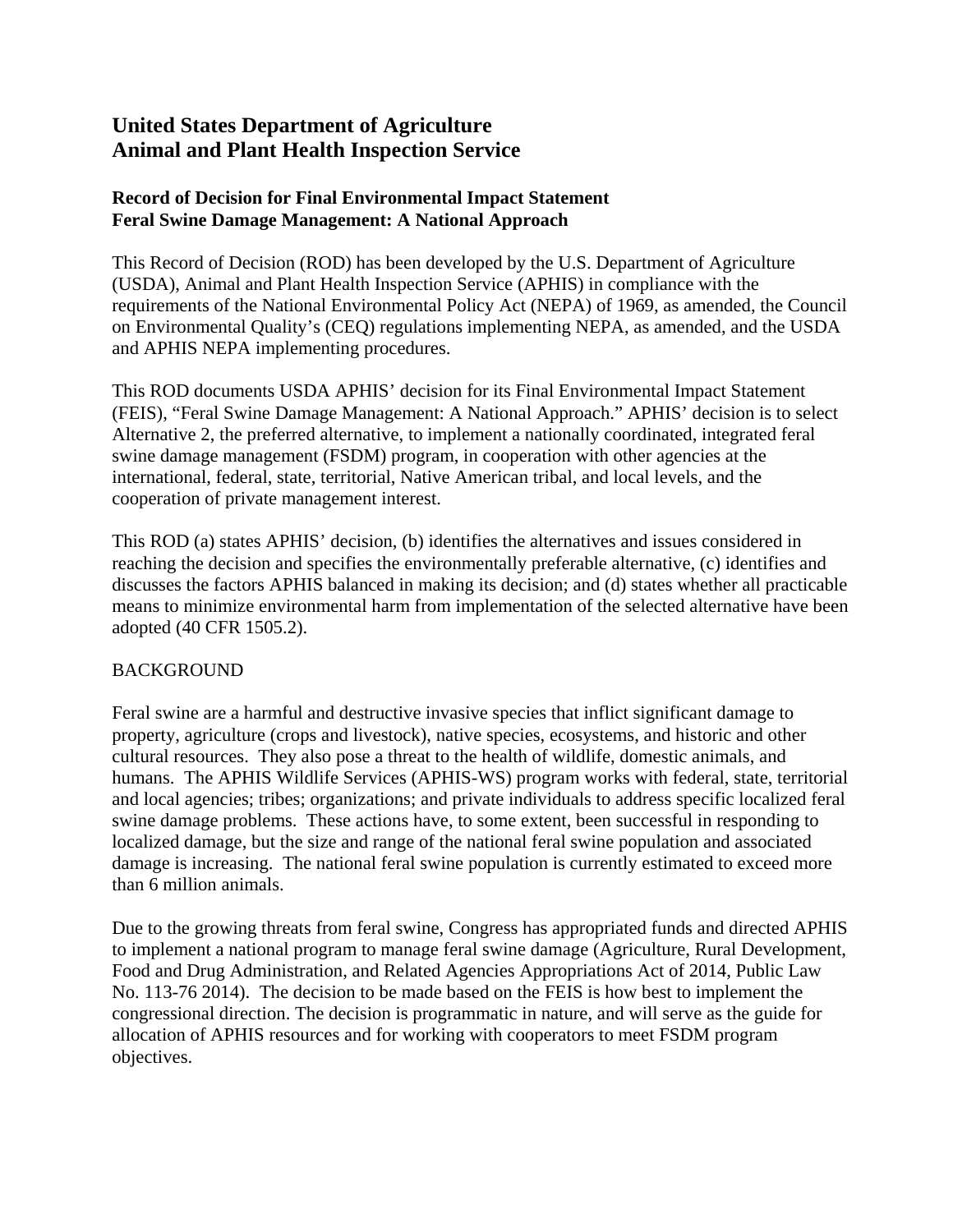# United States Department of Agriculture
# Animal and Plant Health Inspection Service

### Record of Decision for Final Environmental Impact Statement
### Feral Swine Damage Management: A National Approach

This Record of Decision (ROD) has been developed by the U.S. Department of Agriculture (USDA), Animal and Plant Health Inspection Service (APHIS) in compliance with the requirements of the National Environmental Policy Act (NEPA) of 1969, as amended, the Council on Environmental Quality's (CEQ) regulations implementing NEPA, as amended, and the USDA and APHIS NEPA implementing procedures.

This ROD documents USDA APHIS' decision for its Final Environmental Impact Statement (FEIS), "Feral Swine Damage Management: A National Approach." APHIS' decision is to select Alternative 2, the preferred alternative, to implement a nationally coordinated, integrated feral swine damage management (FSDM) program, in cooperation with other agencies at the international, federal, state, territorial, Native American tribal, and local levels, and the cooperation of private management interest.

This ROD (a) states APHIS' decision, (b) identifies the alternatives and issues considered in reaching the decision and specifies the environmentally preferable alternative, (c) identifies and discusses the factors APHIS balanced in making its decision; and (d) states whether all practicable means to minimize environmental harm from implementation of the selected alternative have been adopted (40 CFR 1505.2).

## BACKGROUND

Feral swine are a harmful and destructive invasive species that inflict significant damage to property, agriculture (crops and livestock), native species, ecosystems, and historic and other cultural resources. They also pose a threat to the health of wildlife, domestic animals, and humans. The APHIS Wildlife Services (APHIS-WS) program works with federal, state, territorial and local agencies; tribes; organizations; and private individuals to address specific localized feral swine damage problems. These actions have, to some extent, been successful in responding to localized damage, but the size and range of the national feral swine population and associated damage is increasing. The national feral swine population is currently estimated to exceed more than 6 million animals.

Due to the growing threats from feral swine, Congress has appropriated funds and directed APHIS to implement a national program to manage feral swine damage (Agriculture, Rural Development, Food and Drug Administration, and Related Agencies Appropriations Act of 2014, Public Law No. 113-76 2014). The decision to be made based on the FEIS is how best to implement the congressional direction. The decision is programmatic in nature, and will serve as the guide for allocation of APHIS resources and for working with cooperators to meet FSDM program objectives.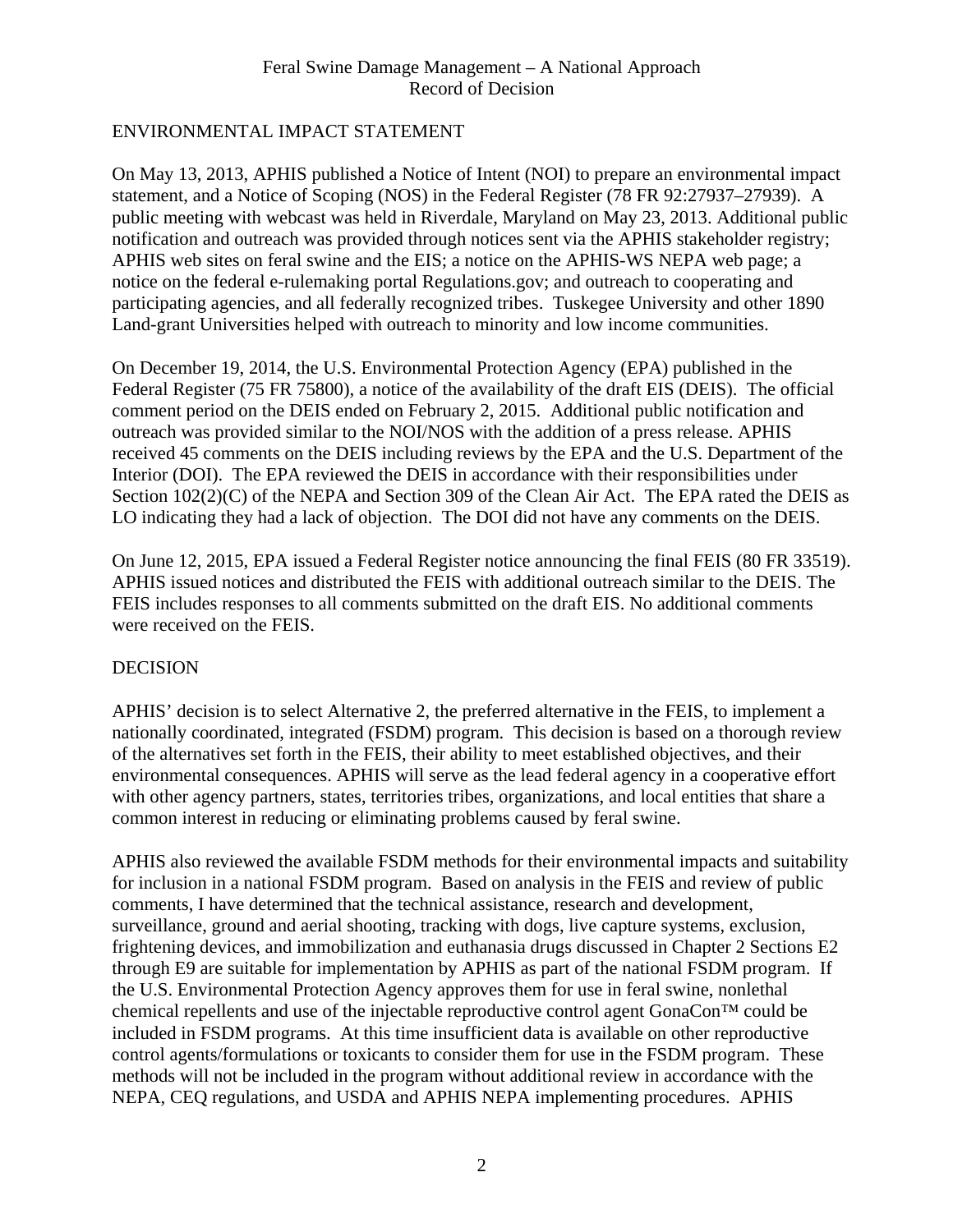## ENVIRONMENTAL IMPACT STATEMENT

On May 13, 2013, APHIS published a Notice of Intent (NOI) to prepare an environmental impact statement, and a Notice of Scoping (NOS) in the Federal Register (78 FR 92:27937–27939). A public meeting with webcast was held in Riverdale, Maryland on May 23, 2013. Additional public notification and outreach was provided through notices sent via the APHIS stakeholder registry; APHIS web sites on feral swine and the EIS; a notice on the APHIS-WS NEPA web page; a notice on the federal e-rulemaking portal Regulations.gov; and outreach to cooperating and participating agencies, and all federally recognized tribes. Tuskegee University and other 1890 Land-grant Universities helped with outreach to minority and low income communities.

On December 19, 2014, the U.S. Environmental Protection Agency (EPA) published in the Federal Register (75 FR 75800), a notice of the availability of the draft EIS (DEIS). The official comment period on the DEIS ended on February 2, 2015. Additional public notification and outreach was provided similar to the NOI/NOS with the addition of a press release. APHIS received 45 comments on the DEIS including reviews by the EPA and the U.S. Department of the Interior (DOI). The EPA reviewed the DEIS in accordance with their responsibilities under Section 102(2)(C) of the NEPA and Section 309 of the Clean Air Act. The EPA rated the DEIS as LO indicating they had a lack of objection. The DOI did not have any comments on the DEIS.

On June 12, 2015, EPA issued a Federal Register notice announcing the final FEIS (80 FR 33519). APHIS issued notices and distributed the FEIS with additional outreach similar to the DEIS. The FEIS includes responses to all comments submitted on the draft EIS. No additional comments were received on the FEIS.

## DECISION

APHIS' decision is to select Alternative 2, the preferred alternative in the FEIS, to implement a nationally coordinated, integrated (FSDM) program. This decision is based on a thorough review of the alternatives set forth in the FEIS, their ability to meet established objectives, and their environmental consequences. APHIS will serve as the lead federal agency in a cooperative effort with other agency partners, states, territories tribes, organizations, and local entities that share a common interest in reducing or eliminating problems caused by feral swine.

APHIS also reviewed the available FSDM methods for their environmental impacts and suitability for inclusion in a national FSDM program. Based on analysis in the FEIS and review of public comments, I have determined that the technical assistance, research and development, surveillance, ground and aerial shooting, tracking with dogs, live capture systems, exclusion, frightening devices, and immobilization and euthanasia drugs discussed in Chapter 2 Sections E2 through E9 are suitable for implementation by APHIS as part of the national FSDM program. If the U.S. Environmental Protection Agency approves them for use in feral swine, nonlethal chemical repellents and use of the injectable reproductive control agent GonaCon™ could be included in FSDM programs. At this time insufficient data is available on other reproductive control agents/formulations or toxicants to consider them for use in the FSDM program. These methods will not be included in the program without additional review in accordance with the NEPA, CEQ regulations, and USDA and APHIS NEPA implementing procedures. APHIS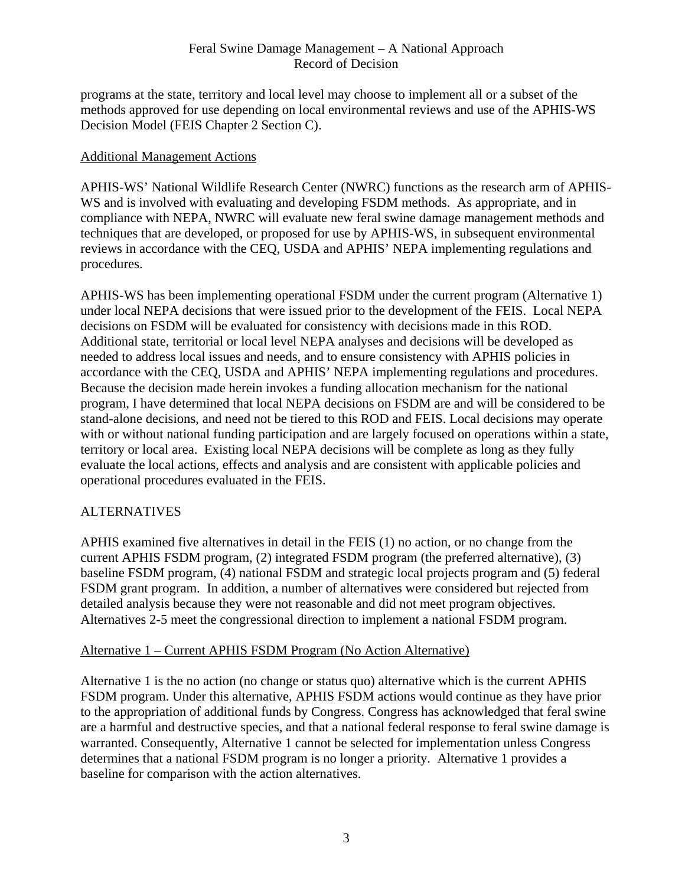programs at the state, territory and local level may choose to implement all or a subset of the methods approved for use depending on local environmental reviews and use of the APHIS-WS Decision Model (FEIS Chapter 2 Section C).

## Additional Management Actions

APHIS-WS' National Wildlife Research Center (NWRC) functions as the research arm of APHIS-WS and is involved with evaluating and developing FSDM methods. As appropriate, and in compliance with NEPA, NWRC will evaluate new feral swine damage management methods and techniques that are developed, or proposed for use by APHIS-WS, in subsequent environmental reviews in accordance with the CEQ, USDA and APHIS' NEPA implementing regulations and procedures.

APHIS-WS has been implementing operational FSDM under the current program (Alternative 1) under local NEPA decisions that were issued prior to the development of the FEIS. Local NEPA decisions on FSDM will be evaluated for consistency with decisions made in this ROD. Additional state, territorial or local level NEPA analyses and decisions will be developed as needed to address local issues and needs, and to ensure consistency with APHIS policies in accordance with the CEQ, USDA and APHIS' NEPA implementing regulations and procedures. Because the decision made herein invokes a funding allocation mechanism for the national program, I have determined that local NEPA decisions on FSDM are and will be considered to be stand-alone decisions, and need not be tiered to this ROD and FEIS. Local decisions may operate with or without national funding participation and are largely focused on operations within a state, territory or local area. Existing local NEPA decisions will be complete as long as they fully evaluate the local actions, effects and analysis and are consistent with applicable policies and operational procedures evaluated in the FEIS.

# ALTERNATIVES

APHIS examined five alternatives in detail in the FEIS (1) no action, or no change from the current APHIS FSDM program, (2) integrated FSDM program (the preferred alternative), (3) baseline FSDM program, (4) national FSDM and strategic local projects program and (5) federal FSDM grant program. In addition, a number of alternatives were considered but rejected from detailed analysis because they were not reasonable and did not meet program objectives. Alternatives 2-5 meet the congressional direction to implement a national FSDM program.

## Alternative 1 – Current APHIS FSDM Program (No Action Alternative)

Alternative 1 is the no action (no change or status quo) alternative which is the current APHIS FSDM program. Under this alternative, APHIS FSDM actions would continue as they have prior to the appropriation of additional funds by Congress. Congress has acknowledged that feral swine are a harmful and destructive species, and that a national federal response to feral swine damage is warranted. Consequently, Alternative 1 cannot be selected for implementation unless Congress determines that a national FSDM program is no longer a priority. Alternative 1 provides a baseline for comparison with the action alternatives.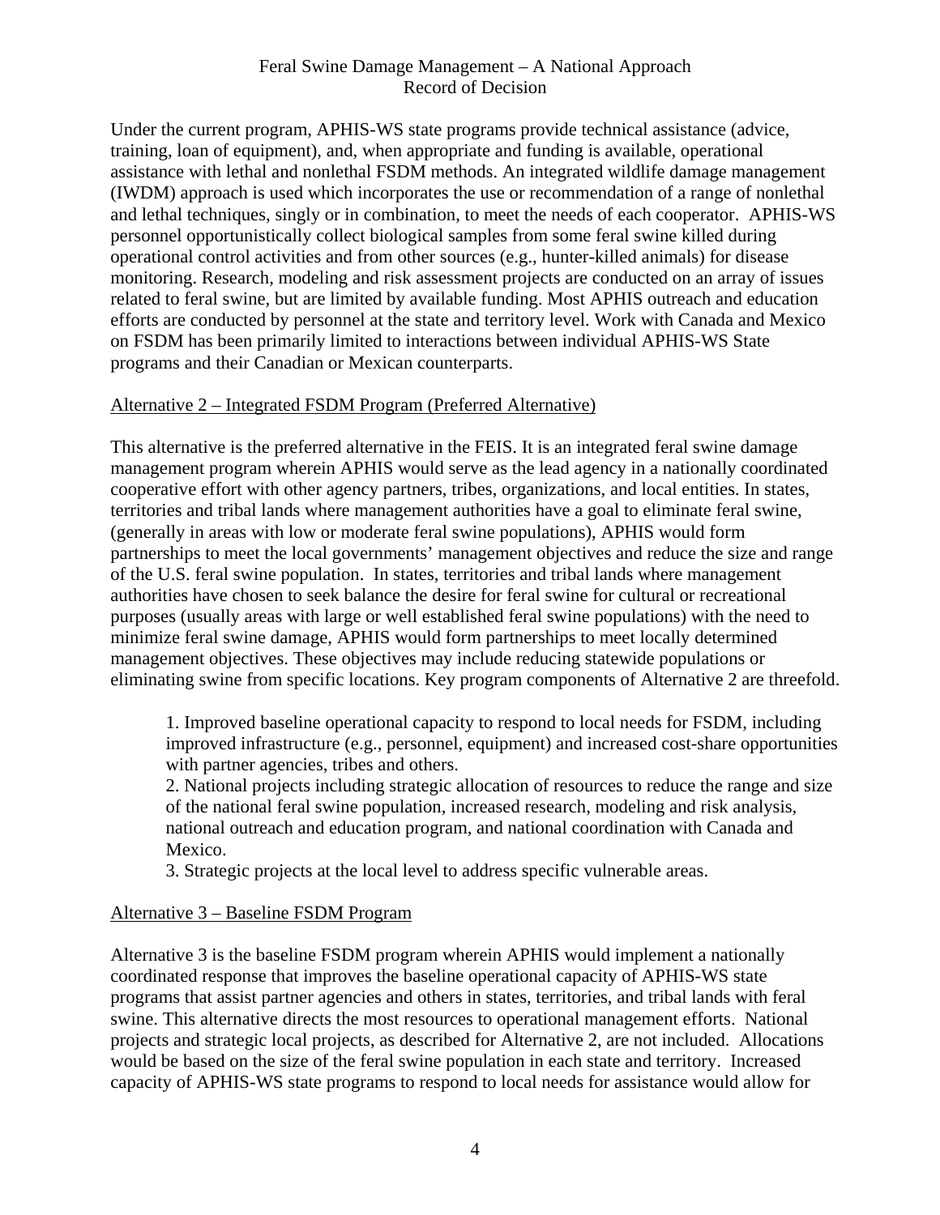Under the current program, APHIS-WS state programs provide technical assistance (advice, training, loan of equipment), and, when appropriate and funding is available, operational assistance with lethal and nonlethal FSDM methods. An integrated wildlife damage management (IWDM) approach is used which incorporates the use or recommendation of a range of nonlethal and lethal techniques, singly or in combination, to meet the needs of each cooperator. APHIS-WS personnel opportunistically collect biological samples from some feral swine killed during operational control activities and from other sources (e.g., hunter-killed animals) for disease monitoring. Research, modeling and risk assessment projects are conducted on an array of issues related to feral swine, but are limited by available funding. Most APHIS outreach and education efforts are conducted by personnel at the state and territory level. Work with Canada and Mexico on FSDM has been primarily limited to interactions between individual APHIS-WS State programs and their Canadian or Mexican counterparts.

## Alternative 2 – Integrated FSDM Program (Preferred Alternative)

This alternative is the preferred alternative in the FEIS. It is an integrated feral swine damage management program wherein APHIS would serve as the lead agency in a nationally coordinated cooperative effort with other agency partners, tribes, organizations, and local entities. In states, territories and tribal lands where management authorities have a goal to eliminate feral swine, (generally in areas with low or moderate feral swine populations), APHIS would form partnerships to meet the local governments' management objectives and reduce the size and range of the U.S. feral swine population. In states, territories and tribal lands where management authorities have chosen to seek balance the desire for feral swine for cultural or recreational purposes (usually areas with large or well established feral swine populations) with the need to minimize feral swine damage, APHIS would form partnerships to meet locally determined management objectives. These objectives may include reducing statewide populations or eliminating swine from specific locations. Key program components of Alternative 2 are threefold.

1. Improved baseline operational capacity to respond to local needs for FSDM, including improved infrastructure (e.g., personnel, equipment) and increased cost-share opportunities with partner agencies, tribes and others.
2. National projects including strategic allocation of resources to reduce the range and size of the national feral swine population, increased research, modeling and risk analysis, national outreach and education program, and national coordination with Canada and Mexico.
3. Strategic projects at the local level to address specific vulnerable areas.

## Alternative 3 – Baseline FSDM Program

Alternative 3 is the baseline FSDM program wherein APHIS would implement a nationally coordinated response that improves the baseline operational capacity of APHIS-WS state programs that assist partner agencies and others in states, territories, and tribal lands with feral swine. This alternative directs the most resources to operational management efforts. National projects and strategic local projects, as described for Alternative 2, are not included. Allocations would be based on the size of the feral swine population in each state and territory. Increased capacity of APHIS-WS state programs to respond to local needs for assistance would allow for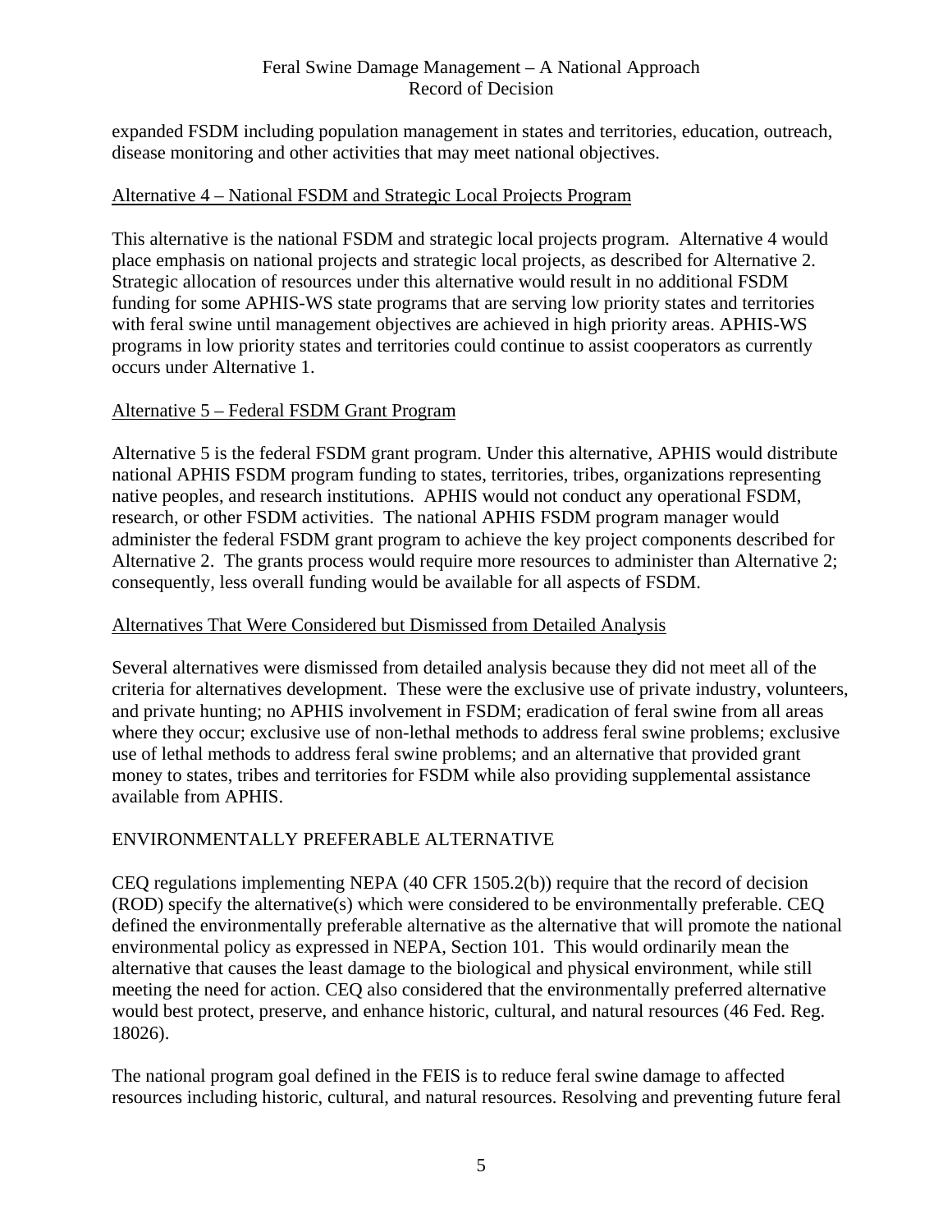expanded FSDM including population management in states and territories, education, outreach, disease monitoring and other activities that may meet national objectives.

Alternative 4 – National FSDM and Strategic Local Projects Program

This alternative is the national FSDM and strategic local projects program. Alternative 4 would place emphasis on national projects and strategic local projects, as described for Alternative 2. Strategic allocation of resources under this alternative would result in no additional FSDM funding for some APHIS-WS state programs that are serving low priority states and territories with feral swine until management objectives are achieved in high priority areas. APHIS-WS programs in low priority states and territories could continue to assist cooperators as currently occurs under Alternative 1.

Alternative 5 – Federal FSDM Grant Program

Alternative 5 is the federal FSDM grant program. Under this alternative, APHIS would distribute national APHIS FSDM program funding to states, territories, tribes, organizations representing native peoples, and research institutions. APHIS would not conduct any operational FSDM, research, or other FSDM activities. The national APHIS FSDM program manager would administer the federal FSDM grant program to achieve the key project components described for Alternative 2. The grants process would require more resources to administer than Alternative 2; consequently, less overall funding would be available for all aspects of FSDM.

Alternatives That Were Considered but Dismissed from Detailed Analysis

Several alternatives were dismissed from detailed analysis because they did not meet all of the criteria for alternatives development. These were the exclusive use of private industry, volunteers, and private hunting; no APHIS involvement in FSDM; eradication of feral swine from all areas where they occur; exclusive use of non-lethal methods to address feral swine problems; exclusive use of lethal methods to address feral swine problems; and an alternative that provided grant money to states, tribes and territories for FSDM while also providing supplemental assistance available from APHIS.

## ENVIRONMENTALLY PREFERABLE ALTERNATIVE

CEQ regulations implementing NEPA (40 CFR 1505.2(b)) require that the record of decision (ROD) specify the alternative(s) which were considered to be environmentally preferable. CEQ defined the environmentally preferable alternative as the alternative that will promote the national environmental policy as expressed in NEPA, Section 101. This would ordinarily mean the alternative that causes the least damage to the biological and physical environment, while still meeting the need for action. CEQ also considered that the environmentally preferred alternative would best protect, preserve, and enhance historic, cultural, and natural resources (46 Fed. Reg. 18026).

The national program goal defined in the FEIS is to reduce feral swine damage to affected resources including historic, cultural, and natural resources. Resolving and preventing future feral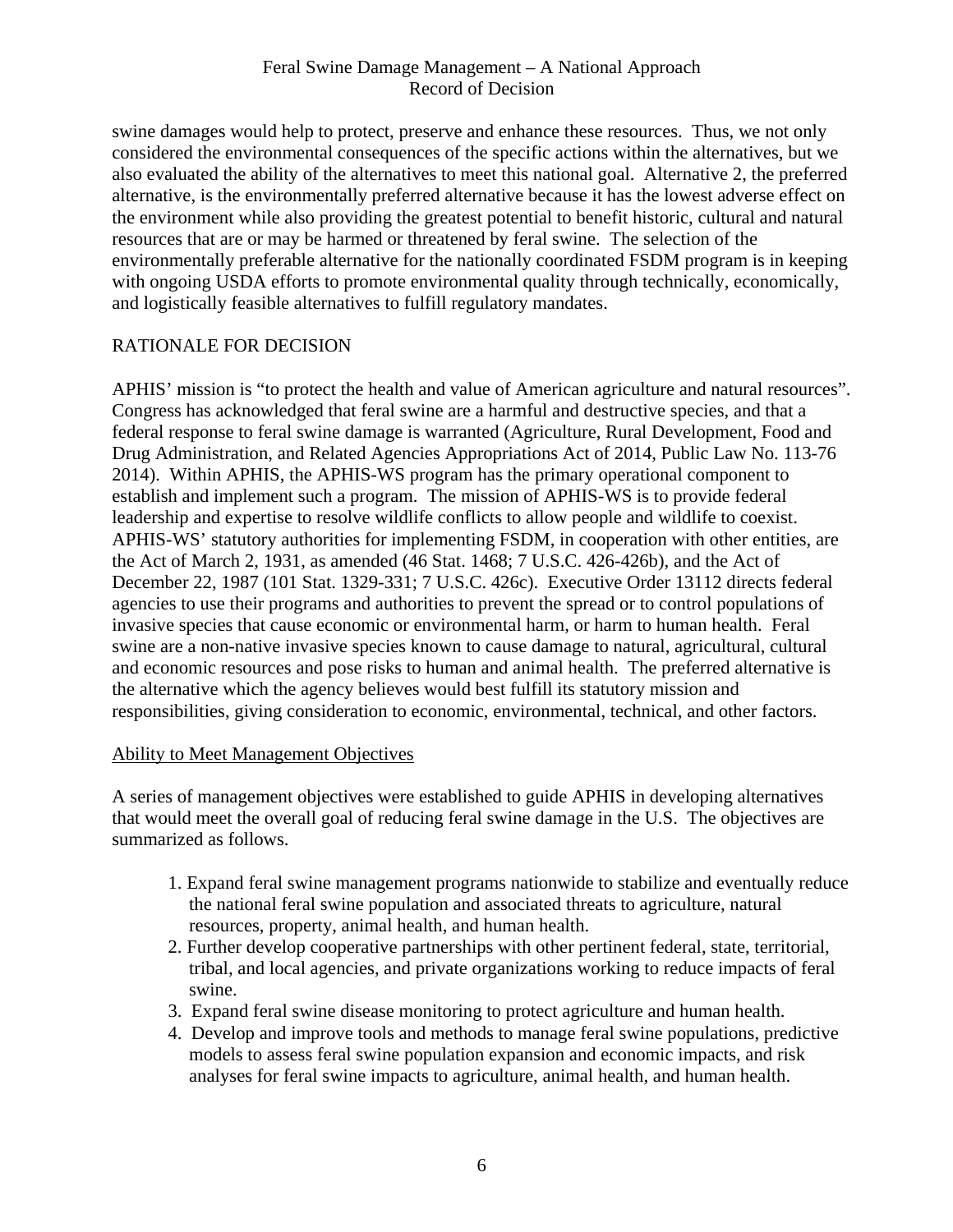swine damages would help to protect, preserve and enhance these resources. Thus, we not only considered the environmental consequences of the specific actions within the alternatives, but we also evaluated the ability of the alternatives to meet this national goal. Alternative 2, the preferred alternative, is the environmentally preferred alternative because it has the lowest adverse effect on the environment while also providing the greatest potential to benefit historic, cultural and natural resources that are or may be harmed or threatened by feral swine. The selection of the environmentally preferable alternative for the nationally coordinated FSDM program is in keeping with ongoing USDA efforts to promote environmental quality through technically, economically, and logistically feasible alternatives to fulfill regulatory mandates.

## RATIONALE FOR DECISION

APHIS' mission is "to protect the health and value of American agriculture and natural resources". Congress has acknowledged that feral swine are a harmful and destructive species, and that a federal response to feral swine damage is warranted (Agriculture, Rural Development, Food and Drug Administration, and Related Agencies Appropriations Act of 2014, Public Law No. 113-76 2014). Within APHIS, the APHIS-WS program has the primary operational component to establish and implement such a program. The mission of APHIS-WS is to provide federal leadership and expertise to resolve wildlife conflicts to allow people and wildlife to coexist. APHIS-WS' statutory authorities for implementing FSDM, in cooperation with other entities, are the Act of March 2, 1931, as amended (46 Stat. 1468; 7 U.S.C. 426-426b), and the Act of December 22, 1987 (101 Stat. 1329-331; 7 U.S.C. 426c). Executive Order 13112 directs federal agencies to use their programs and authorities to prevent the spread or to control populations of invasive species that cause economic or environmental harm, or harm to human health. Feral swine are a non-native invasive species known to cause damage to natural, agricultural, cultural and economic resources and pose risks to human and animal health. The preferred alternative is the alternative which the agency believes would best fulfill its statutory mission and responsibilities, giving consideration to economic, environmental, technical, and other factors.

### Ability to Meet Management Objectives

A series of management objectives were established to guide APHIS in developing alternatives that would meet the overall goal of reducing feral swine damage in the U.S. The objectives are summarized as follows.

1. Expand feral swine management programs nationwide to stabilize and eventually reduce the national feral swine population and associated threats to agriculture, natural resources, property, animal health, and human health.
2. Further develop cooperative partnerships with other pertinent federal, state, territorial, tribal, and local agencies, and private organizations working to reduce impacts of feral swine.
3. Expand feral swine disease monitoring to protect agriculture and human health.
4. Develop and improve tools and methods to manage feral swine populations, predictive models to assess feral swine population expansion and economic impacts, and risk analyses for feral swine impacts to agriculture, animal health, and human health.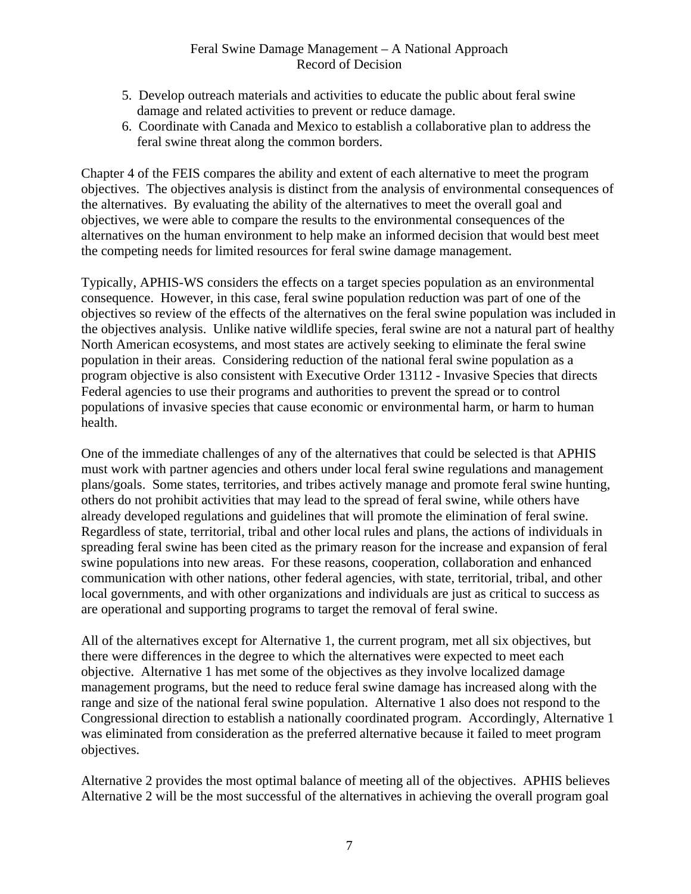5. Develop outreach materials and activities to educate the public about feral swine damage and related activities to prevent or reduce damage.
6. Coordinate with Canada and Mexico to establish a collaborative plan to address the feral swine threat along the common borders.

Chapter 4 of the FEIS compares the ability and extent of each alternative to meet the program objectives. The objectives analysis is distinct from the analysis of environmental consequences of the alternatives. By evaluating the ability of the alternatives to meet the overall goal and objectives, we were able to compare the results to the environmental consequences of the alternatives on the human environment to help make an informed decision that would best meet the competing needs for limited resources for feral swine damage management.

Typically, APHIS-WS considers the effects on a target species population as an environmental consequence. However, in this case, feral swine population reduction was part of one of the objectives so review of the effects of the alternatives on the feral swine population was included in the objectives analysis. Unlike native wildlife species, feral swine are not a natural part of healthy North American ecosystems, and most states are actively seeking to eliminate the feral swine population in their areas. Considering reduction of the national feral swine population as a program objective is also consistent with Executive Order 13112 - Invasive Species that directs Federal agencies to use their programs and authorities to prevent the spread or to control populations of invasive species that cause economic or environmental harm, or harm to human health.

One of the immediate challenges of any of the alternatives that could be selected is that APHIS must work with partner agencies and others under local feral swine regulations and management plans/goals. Some states, territories, and tribes actively manage and promote feral swine hunting, others do not prohibit activities that may lead to the spread of feral swine, while others have already developed regulations and guidelines that will promote the elimination of feral swine. Regardless of state, territorial, tribal and other local rules and plans, the actions of individuals in spreading feral swine has been cited as the primary reason for the increase and expansion of feral swine populations into new areas. For these reasons, cooperation, collaboration and enhanced communication with other nations, other federal agencies, with state, territorial, tribal, and other local governments, and with other organizations and individuals are just as critical to success as are operational and supporting programs to target the removal of feral swine.

All of the alternatives except for Alternative 1, the current program, met all six objectives, but there were differences in the degree to which the alternatives were expected to meet each objective. Alternative 1 has met some of the objectives as they involve localized damage management programs, but the need to reduce feral swine damage has increased along with the range and size of the national feral swine population. Alternative 1 also does not respond to the Congressional direction to establish a nationally coordinated program. Accordingly, Alternative 1 was eliminated from consideration as the preferred alternative because it failed to meet program objectives.

Alternative 2 provides the most optimal balance of meeting all of the objectives. APHIS believes Alternative 2 will be the most successful of the alternatives in achieving the overall program goal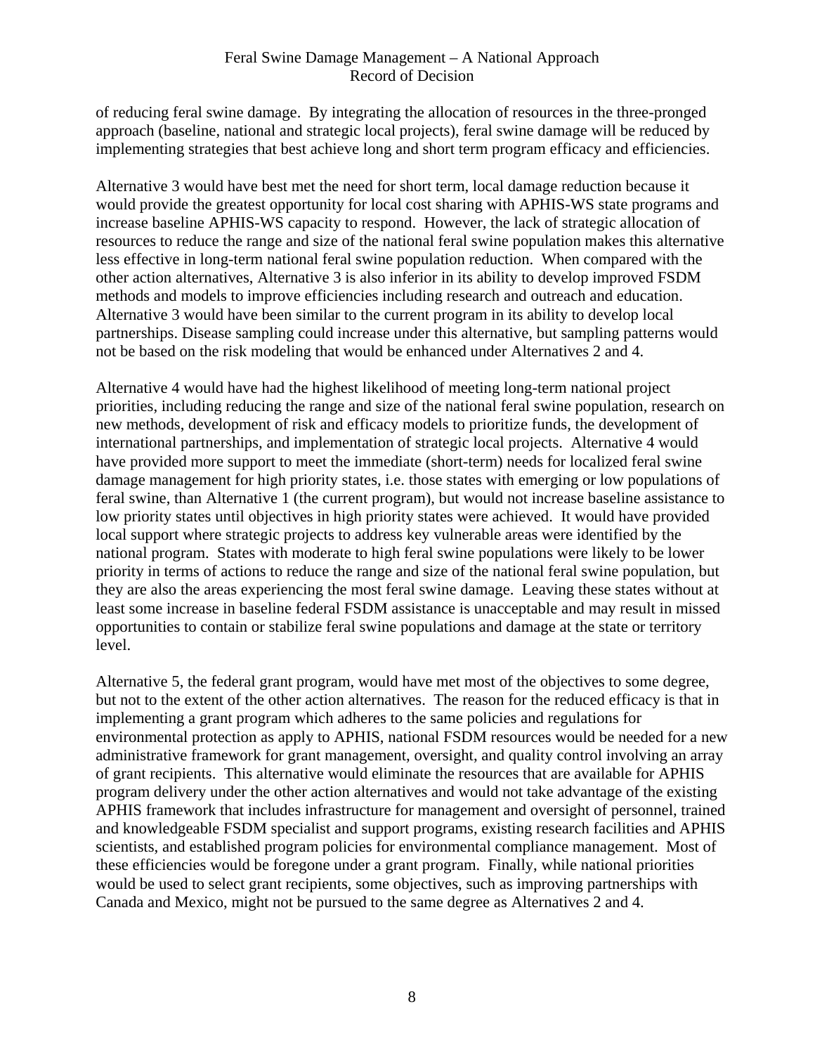of reducing feral swine damage. By integrating the allocation of resources in the three-pronged approach (baseline, national and strategic local projects), feral swine damage will be reduced by implementing strategies that best achieve long and short term program efficacy and efficiencies.

Alternative 3 would have best met the need for short term, local damage reduction because it would provide the greatest opportunity for local cost sharing with APHIS-WS state programs and increase baseline APHIS-WS capacity to respond. However, the lack of strategic allocation of resources to reduce the range and size of the national feral swine population makes this alternative less effective in long-term national feral swine population reduction. When compared with the other action alternatives, Alternative 3 is also inferior in its ability to develop improved FSDM methods and models to improve efficiencies including research and outreach and education. Alternative 3 would have been similar to the current program in its ability to develop local partnerships. Disease sampling could increase under this alternative, but sampling patterns would not be based on the risk modeling that would be enhanced under Alternatives 2 and 4.

Alternative 4 would have had the highest likelihood of meeting long-term national project priorities, including reducing the range and size of the national feral swine population, research on new methods, development of risk and efficacy models to prioritize funds, the development of international partnerships, and implementation of strategic local projects. Alternative 4 would have provided more support to meet the immediate (short-term) needs for localized feral swine damage management for high priority states, i.e. those states with emerging or low populations of feral swine, than Alternative 1 (the current program), but would not increase baseline assistance to low priority states until objectives in high priority states were achieved. It would have provided local support where strategic projects to address key vulnerable areas were identified by the national program. States with moderate to high feral swine populations were likely to be lower priority in terms of actions to reduce the range and size of the national feral swine population, but they are also the areas experiencing the most feral swine damage. Leaving these states without at least some increase in baseline federal FSDM assistance is unacceptable and may result in missed opportunities to contain or stabilize feral swine populations and damage at the state or territory level.

Alternative 5, the federal grant program, would have met most of the objectives to some degree, but not to the extent of the other action alternatives. The reason for the reduced efficacy is that in implementing a grant program which adheres to the same policies and regulations for environmental protection as apply to APHIS, national FSDM resources would be needed for a new administrative framework for grant management, oversight, and quality control involving an array of grant recipients. This alternative would eliminate the resources that are available for APHIS program delivery under the other action alternatives and would not take advantage of the existing APHIS framework that includes infrastructure for management and oversight of personnel, trained and knowledgeable FSDM specialist and support programs, existing research facilities and APHIS scientists, and established program policies for environmental compliance management. Most of these efficiencies would be foregone under a grant program. Finally, while national priorities would be used to select grant recipients, some objectives, such as improving partnerships with Canada and Mexico, might not be pursued to the same degree as Alternatives 2 and 4.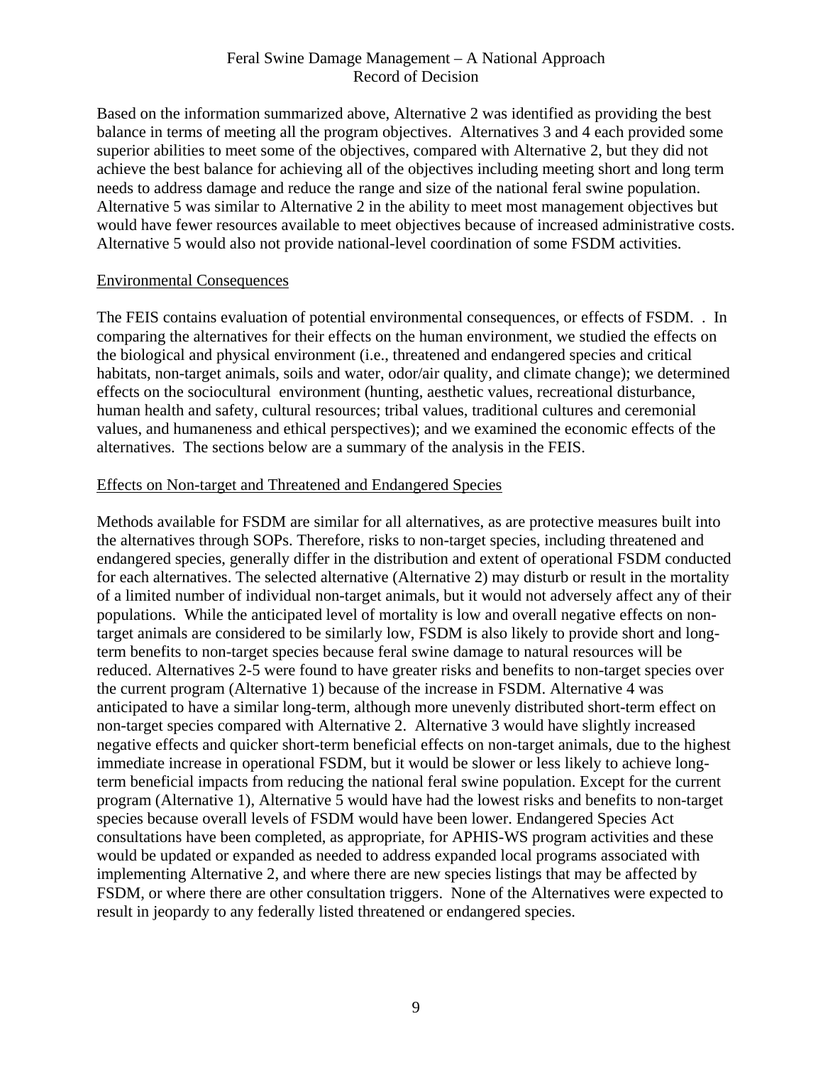Based on the information summarized above, Alternative 2 was identified as providing the best balance in terms of meeting all the program objectives. Alternatives 3 and 4 each provided some superior abilities to meet some of the objectives, compared with Alternative 2, but they did not achieve the best balance for achieving all of the objectives including meeting short and long term needs to address damage and reduce the range and size of the national feral swine population. Alternative 5 was similar to Alternative 2 in the ability to meet most management objectives but would have fewer resources available to meet objectives because of increased administrative costs. Alternative 5 would also not provide national-level coordination of some FSDM activities.

## Environmental Consequences

The FEIS contains evaluation of potential environmental consequences, or effects of FSDM. . In comparing the alternatives for their effects on the human environment, we studied the effects on the biological and physical environment (i.e., threatened and endangered species and critical habitats, non-target animals, soils and water, odor/air quality, and climate change); we determined effects on the sociocultural environment (hunting, aesthetic values, recreational disturbance, human health and safety, cultural resources; tribal values, traditional cultures and ceremonial values, and humaneness and ethical perspectives); and we examined the economic effects of the alternatives. The sections below are a summary of the analysis in the FEIS.

## Effects on Non-target and Threatened and Endangered Species

Methods available for FSDM are similar for all alternatives, as are protective measures built into the alternatives through SOPs. Therefore, risks to non-target species, including threatened and endangered species, generally differ in the distribution and extent of operational FSDM conducted for each alternatives. The selected alternative (Alternative 2) may disturb or result in the mortality of a limited number of individual non-target animals, but it would not adversely affect any of their populations. While the anticipated level of mortality is low and overall negative effects on non-target animals are considered to be similarly low, FSDM is also likely to provide short and long-term benefits to non-target species because feral swine damage to natural resources will be reduced. Alternatives 2-5 were found to have greater risks and benefits to non-target species over the current program (Alternative 1) because of the increase in FSDM. Alternative 4 was anticipated to have a similar long-term, although more unevenly distributed short-term effect on non-target species compared with Alternative 2. Alternative 3 would have slightly increased negative effects and quicker short-term beneficial effects on non-target animals, due to the highest immediate increase in operational FSDM, but it would be slower or less likely to achieve long-term beneficial impacts from reducing the national feral swine population. Except for the current program (Alternative 1), Alternative 5 would have had the lowest risks and benefits to non-target species because overall levels of FSDM would have been lower. Endangered Species Act consultations have been completed, as appropriate, for APHIS-WS program activities and these would be updated or expanded as needed to address expanded local programs associated with implementing Alternative 2, and where there are new species listings that may be affected by FSDM, or where there are other consultation triggers. None of the Alternatives were expected to result in jeopardy to any federally listed threatened or endangered species.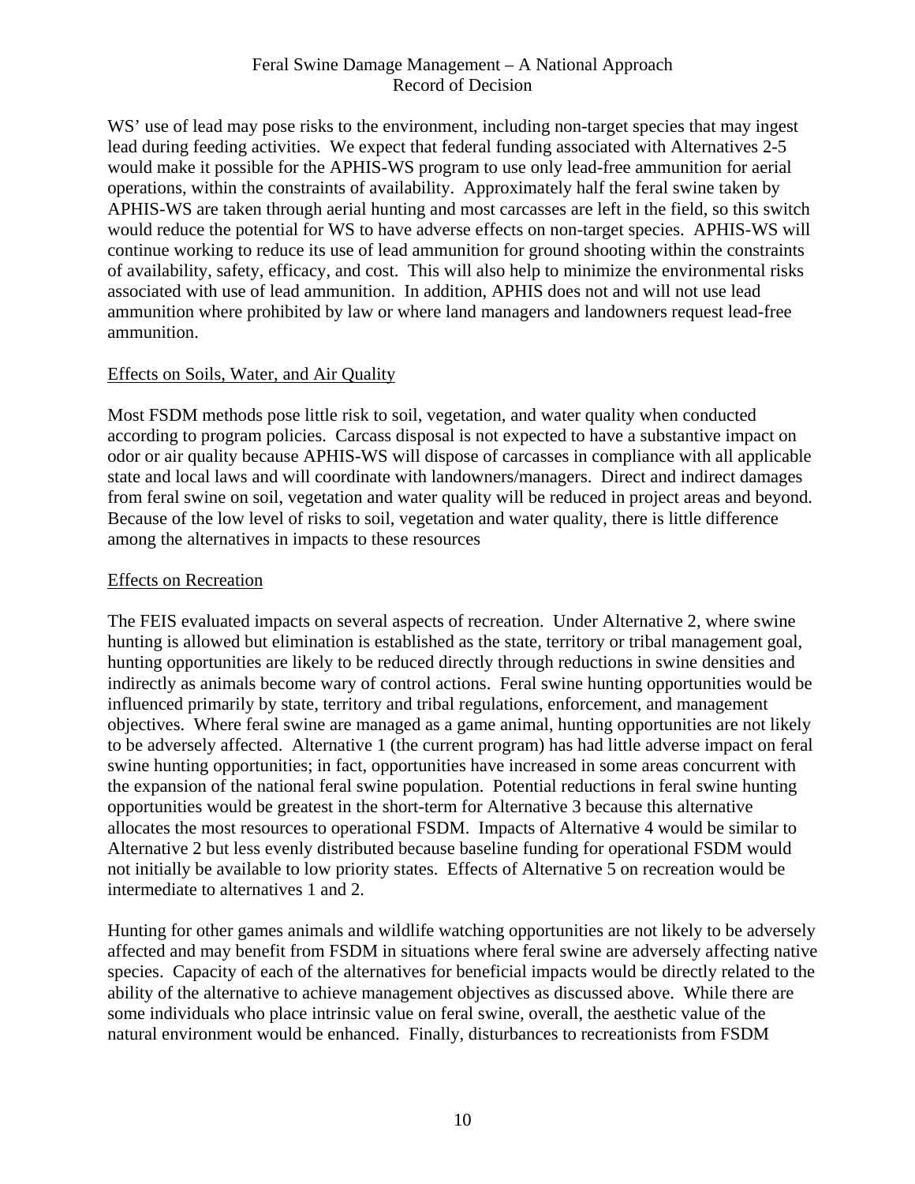WS' use of lead may pose risks to the environment, including non-target species that may ingest lead during feeding activities. We expect that federal funding associated with Alternatives 2-5 would make it possible for the APHIS-WS program to use only lead-free ammunition for aerial operations, within the constraints of availability. Approximately half the feral swine taken by APHIS-WS are taken through aerial hunting and most carcasses are left in the field, so this switch would reduce the potential for WS to have adverse effects on non-target species. APHIS-WS will continue working to reduce its use of lead ammunition for ground shooting within the constraints of availability, safety, efficacy, and cost. This will also help to minimize the environmental risks associated with use of lead ammunition. In addition, APHIS does not and will not use lead ammunition where prohibited by law or where land managers and landowners request lead-free ammunition.

Effects on Soils, Water, and Air Quality

Most FSDM methods pose little risk to soil, vegetation, and water quality when conducted according to program policies. Carcass disposal is not expected to have a substantive impact on odor or air quality because APHIS-WS will dispose of carcasses in compliance with all applicable state and local laws and will coordinate with landowners/managers. Direct and indirect damages from feral swine on soil, vegetation and water quality will be reduced in project areas and beyond. Because of the low level of risks to soil, vegetation and water quality, there is little difference among the alternatives in impacts to these resources

Effects on Recreation

The FEIS evaluated impacts on several aspects of recreation. Under Alternative 2, where swine hunting is allowed but elimination is established as the state, territory or tribal management goal, hunting opportunities are likely to be reduced directly through reductions in swine densities and indirectly as animals become wary of control actions. Feral swine hunting opportunities would be influenced primarily by state, territory and tribal regulations, enforcement, and management objectives. Where feral swine are managed as a game animal, hunting opportunities are not likely to be adversely affected. Alternative 1 (the current program) has had little adverse impact on feral swine hunting opportunities; in fact, opportunities have increased in some areas concurrent with the expansion of the national feral swine population. Potential reductions in feral swine hunting opportunities would be greatest in the short-term for Alternative 3 because this alternative allocates the most resources to operational FSDM. Impacts of Alternative 4 would be similar to Alternative 2 but less evenly distributed because baseline funding for operational FSDM would not initially be available to low priority states. Effects of Alternative 5 on recreation would be intermediate to alternatives 1 and 2.

Hunting for other games animals and wildlife watching opportunities are not likely to be adversely affected and may benefit from FSDM in situations where feral swine are adversely affecting native species. Capacity of each of the alternatives for beneficial impacts would be directly related to the ability of the alternative to achieve management objectives as discussed above. While there are some individuals who place intrinsic value on feral swine, overall, the aesthetic value of the natural environment would be enhanced. Finally, disturbances to recreationists from FSDM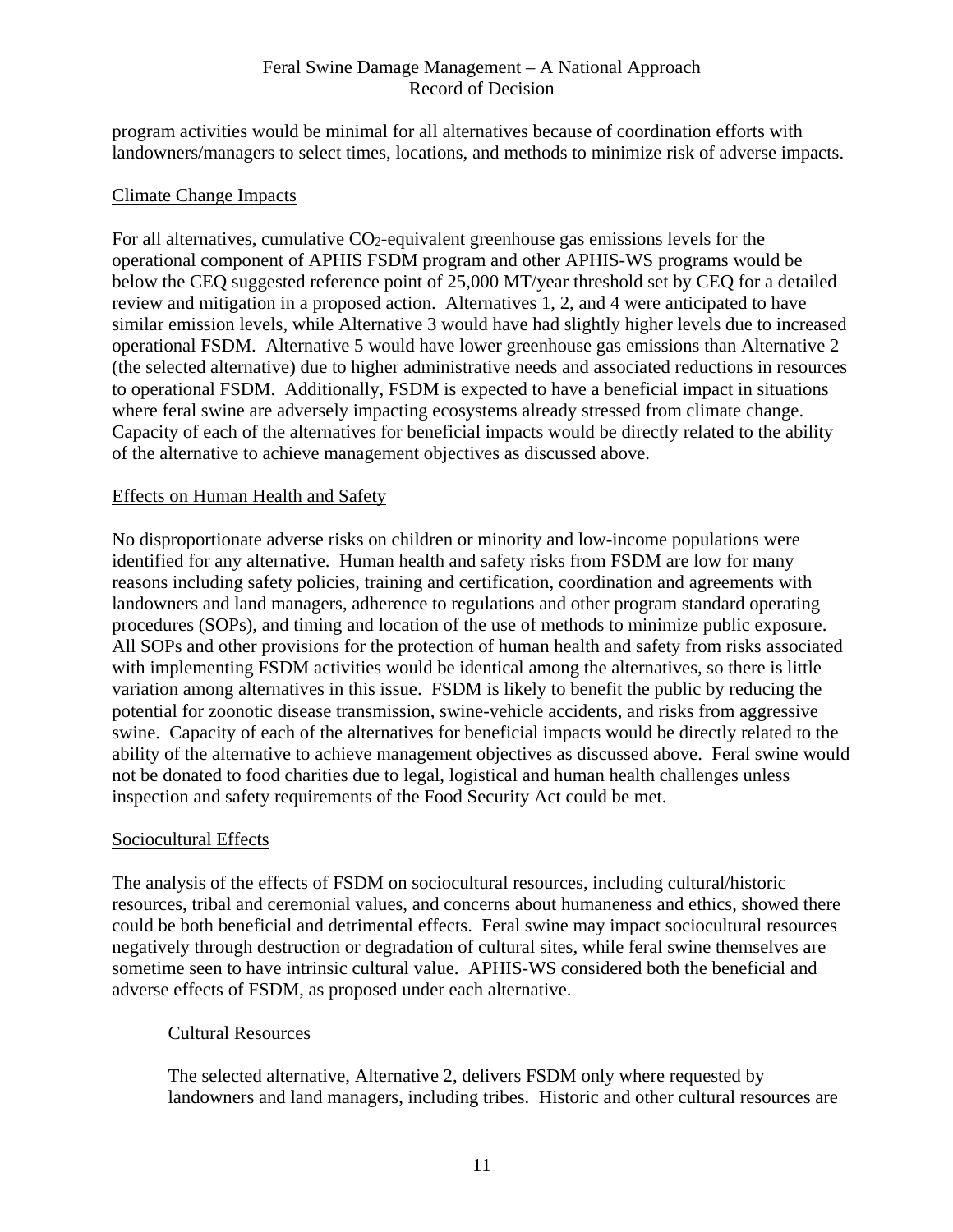program activities would be minimal for all alternatives because of coordination efforts with landowners/managers to select times, locations, and methods to minimize risk of adverse impacts.

Climate Change Impacts

For all alternatives, cumulative $CO_2$-equivalent greenhouse gas emissions levels for the operational component of APHIS FSDM program and other APHIS-WS programs would be below the CEQ suggested reference point of 25,000 MT/year threshold set by CEQ for a detailed review and mitigation in a proposed action. Alternatives 1, 2, and 4 were anticipated to have similar emission levels, while Alternative 3 would have had slightly higher levels due to increased operational FSDM. Alternative 5 would have lower greenhouse gas emissions than Alternative 2 (the selected alternative) due to higher administrative needs and associated reductions in resources to operational FSDM. Additionally, FSDM is expected to have a beneficial impact in situations where feral swine are adversely impacting ecosystems already stressed from climate change. Capacity of each of the alternatives for beneficial impacts would be directly related to the ability of the alternative to achieve management objectives as discussed above.

Effects on Human Health and Safety

No disproportionate adverse risks on children or minority and low-income populations were identified for any alternative. Human health and safety risks from FSDM are low for many reasons including safety policies, training and certification, coordination and agreements with landowners and land managers, adherence to regulations and other program standard operating procedures (SOPs), and timing and location of the use of methods to minimize public exposure. All SOPs and other provisions for the protection of human health and safety from risks associated with implementing FSDM activities would be identical among the alternatives, so there is little variation among alternatives in this issue. FSDM is likely to benefit the public by reducing the potential for zoonotic disease transmission, swine-vehicle accidents, and risks from aggressive swine. Capacity of each of the alternatives for beneficial impacts would be directly related to the ability of the alternative to achieve management objectives as discussed above. Feral swine would not be donated to food charities due to legal, logistical and human health challenges unless inspection and safety requirements of the Food Security Act could be met.

Sociocultural Effects

The analysis of the effects of FSDM on sociocultural resources, including cultural/historic resources, tribal and ceremonial values, and concerns about humaneness and ethics, showed there could be both beneficial and detrimental effects. Feral swine may impact sociocultural resources negatively through destruction or degradation of cultural sites, while feral swine themselves are sometime seen to have intrinsic cultural value. APHIS-WS considered both the beneficial and adverse effects of FSDM, as proposed under each alternative.

Cultural Resources

The selected alternative, Alternative 2, delivers FSDM only where requested by landowners and land managers, including tribes. Historic and other cultural resources are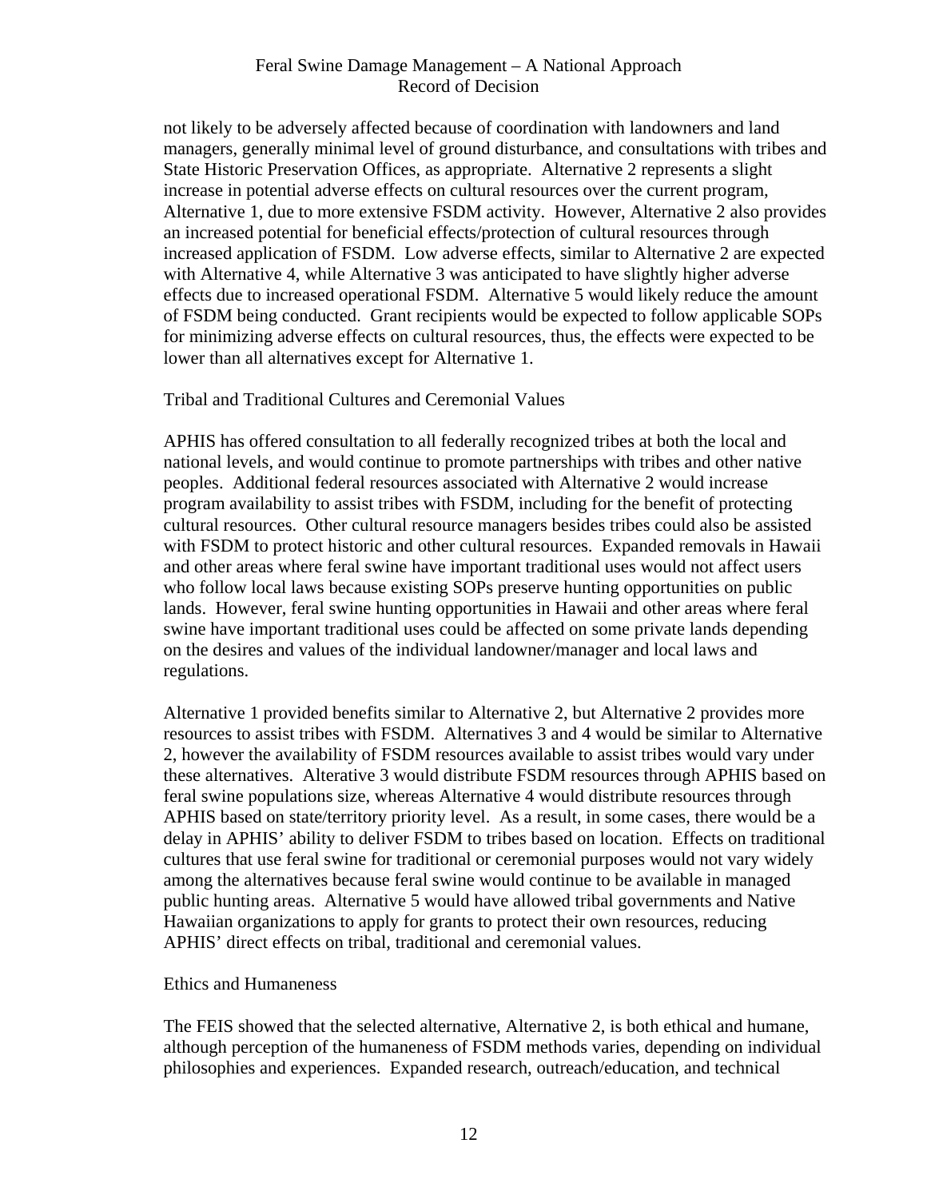not likely to be adversely affected because of coordination with landowners and land managers, generally minimal level of ground disturbance, and consultations with tribes and State Historic Preservation Offices, as appropriate. Alternative 2 represents a slight increase in potential adverse effects on cultural resources over the current program, Alternative 1, due to more extensive FSDM activity. However, Alternative 2 also provides an increased potential for beneficial effects/protection of cultural resources through increased application of FSDM. Low adverse effects, similar to Alternative 2 are expected with Alternative 4, while Alternative 3 was anticipated to have slightly higher adverse effects due to increased operational FSDM. Alternative 5 would likely reduce the amount of FSDM being conducted. Grant recipients would be expected to follow applicable SOPs for minimizing adverse effects on cultural resources, thus, the effects were expected to be lower than all alternatives except for Alternative 1.

Tribal and Traditional Cultures and Ceremonial Values

APHIS has offered consultation to all federally recognized tribes at both the local and national levels, and would continue to promote partnerships with tribes and other native peoples. Additional federal resources associated with Alternative 2 would increase program availability to assist tribes with FSDM, including for the benefit of protecting cultural resources. Other cultural resource managers besides tribes could also be assisted with FSDM to protect historic and other cultural resources. Expanded removals in Hawaii and other areas where feral swine have important traditional uses would not affect users who follow local laws because existing SOPs preserve hunting opportunities on public lands. However, feral swine hunting opportunities in Hawaii and other areas where feral swine have important traditional uses could be affected on some private lands depending on the desires and values of the individual landowner/manager and local laws and regulations.

Alternative 1 provided benefits similar to Alternative 2, but Alternative 2 provides more resources to assist tribes with FSDM. Alternatives 3 and 4 would be similar to Alternative 2, however the availability of FSDM resources available to assist tribes would vary under these alternatives. Alterative 3 would distribute FSDM resources through APHIS based on feral swine populations size, whereas Alternative 4 would distribute resources through APHIS based on state/territory priority level. As a result, in some cases, there would be a delay in APHIS' ability to deliver FSDM to tribes based on location. Effects on traditional cultures that use feral swine for traditional or ceremonial purposes would not vary widely among the alternatives because feral swine would continue to be available in managed public hunting areas. Alternative 5 would have allowed tribal governments and Native Hawaiian organizations to apply for grants to protect their own resources, reducing APHIS' direct effects on tribal, traditional and ceremonial values.

Ethics and Humaneness

The FEIS showed that the selected alternative, Alternative 2, is both ethical and humane, although perception of the humaneness of FSDM methods varies, depending on individual philosophies and experiences. Expanded research, outreach/education, and technical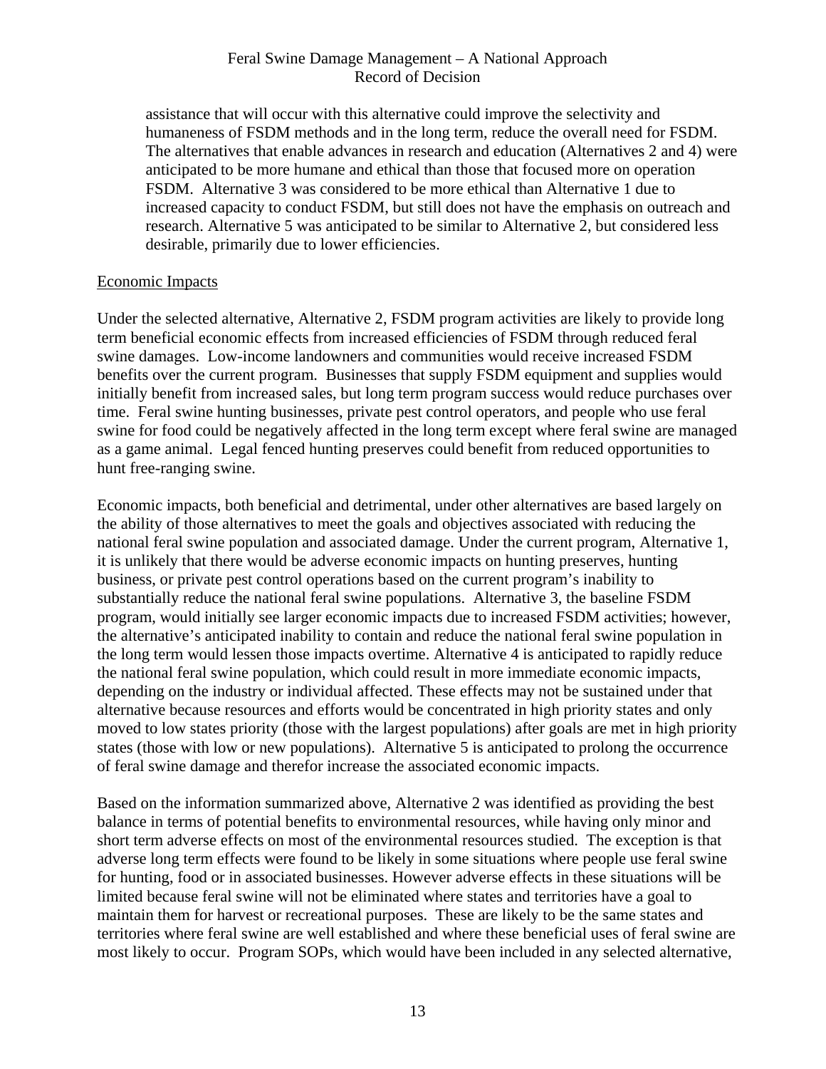assistance that will occur with this alternative could improve the selectivity and humaneness of FSDM methods and in the long term, reduce the overall need for FSDM. The alternatives that enable advances in research and education (Alternatives 2 and 4) were anticipated to be more humane and ethical than those that focused more on operation FSDM. Alternative 3 was considered to be more ethical than Alternative 1 due to increased capacity to conduct FSDM, but still does not have the emphasis on outreach and research. Alternative 5 was anticipated to be similar to Alternative 2, but considered less desirable, primarily due to lower efficiencies.

<u>Economic Impacts</u>

Under the selected alternative, Alternative 2, FSDM program activities are likely to provide long term beneficial economic effects from increased efficiencies of FSDM through reduced feral swine damages. Low-income landowners and communities would receive increased FSDM benefits over the current program. Businesses that supply FSDM equipment and supplies would initially benefit from increased sales, but long term program success would reduce purchases over time. Feral swine hunting businesses, private pest control operators, and people who use feral swine for food could be negatively affected in the long term except where feral swine are managed as a game animal. Legal fenced hunting preserves could benefit from reduced opportunities to hunt free-ranging swine.

Economic impacts, both beneficial and detrimental, under other alternatives are based largely on the ability of those alternatives to meet the goals and objectives associated with reducing the national feral swine population and associated damage. Under the current program, Alternative 1, it is unlikely that there would be adverse economic impacts on hunting preserves, hunting business, or private pest control operations based on the current program's inability to substantially reduce the national feral swine populations. Alternative 3, the baseline FSDM program, would initially see larger economic impacts due to increased FSDM activities; however, the alternative's anticipated inability to contain and reduce the national feral swine population in the long term would lessen those impacts overtime. Alternative 4 is anticipated to rapidly reduce the national feral swine population, which could result in more immediate economic impacts, depending on the industry or individual affected. These effects may not be sustained under that alternative because resources and efforts would be concentrated in high priority states and only moved to low states priority (those with the largest populations) after goals are met in high priority states (those with low or new populations). Alternative 5 is anticipated to prolong the occurrence of feral swine damage and therefor increase the associated economic impacts.

Based on the information summarized above, Alternative 2 was identified as providing the best balance in terms of potential benefits to environmental resources, while having only minor and short term adverse effects on most of the environmental resources studied. The exception is that adverse long term effects were found to be likely in some situations where people use feral swine for hunting, food or in associated businesses. However adverse effects in these situations will be limited because feral swine will not be eliminated where states and territories have a goal to maintain them for harvest or recreational purposes. These are likely to be the same states and territories where feral swine are well established and where these beneficial uses of feral swine are most likely to occur. Program SOPs, which would have been included in any selected alternative,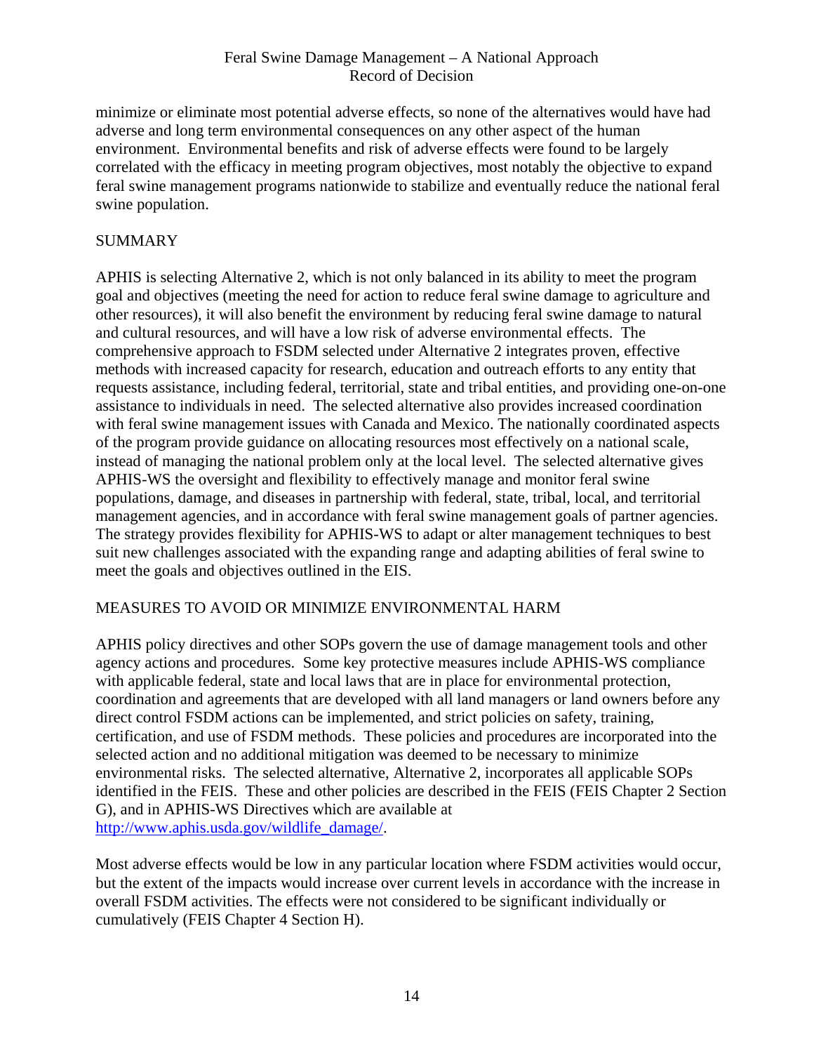minimize or eliminate most potential adverse effects, so none of the alternatives would have had adverse and long term environmental consequences on any other aspect of the human environment. Environmental benefits and risk of adverse effects were found to be largely correlated with the efficacy in meeting program objectives, most notably the objective to expand feral swine management programs nationwide to stabilize and eventually reduce the national feral swine population.

## SUMMARY

APHIS is selecting Alternative 2, which is not only balanced in its ability to meet the program goal and objectives (meeting the need for action to reduce feral swine damage to agriculture and other resources), it will also benefit the environment by reducing feral swine damage to natural and cultural resources, and will have a low risk of adverse environmental effects. The comprehensive approach to FSDM selected under Alternative 2 integrates proven, effective methods with increased capacity for research, education and outreach efforts to any entity that requests assistance, including federal, territorial, state and tribal entities, and providing one-on-one assistance to individuals in need. The selected alternative also provides increased coordination with feral swine management issues with Canada and Mexico. The nationally coordinated aspects of the program provide guidance on allocating resources most effectively on a national scale, instead of managing the national problem only at the local level. The selected alternative gives APHIS-WS the oversight and flexibility to effectively manage and monitor feral swine populations, damage, and diseases in partnership with federal, state, tribal, local, and territorial management agencies, and in accordance with feral swine management goals of partner agencies. The strategy provides flexibility for APHIS-WS to adapt or alter management techniques to best suit new challenges associated with the expanding range and adapting abilities of feral swine to meet the goals and objectives outlined in the EIS.

## MEASURES TO AVOID OR MINIMIZE ENVIRONMENTAL HARM

APHIS policy directives and other SOPs govern the use of damage management tools and other agency actions and procedures. Some key protective measures include APHIS-WS compliance with applicable federal, state and local laws that are in place for environmental protection, coordination and agreements that are developed with all land managers or land owners before any direct control FSDM actions can be implemented, and strict policies on safety, training, certification, and use of FSDM methods. These policies and procedures are incorporated into the selected action and no additional mitigation was deemed to be necessary to minimize environmental risks. The selected alternative, Alternative 2, incorporates all applicable SOPs identified in the FEIS. These and other policies are described in the FEIS (FEIS Chapter 2 Section G), and in APHIS-WS Directives which are available at http://www.aphis.usda.gov/wildlife_damage/.

Most adverse effects would be low in any particular location where FSDM activities would occur, but the extent of the impacts would increase over current levels in accordance with the increase in overall FSDM activities. The effects were not considered to be significant individually or cumulatively (FEIS Chapter 4 Section H).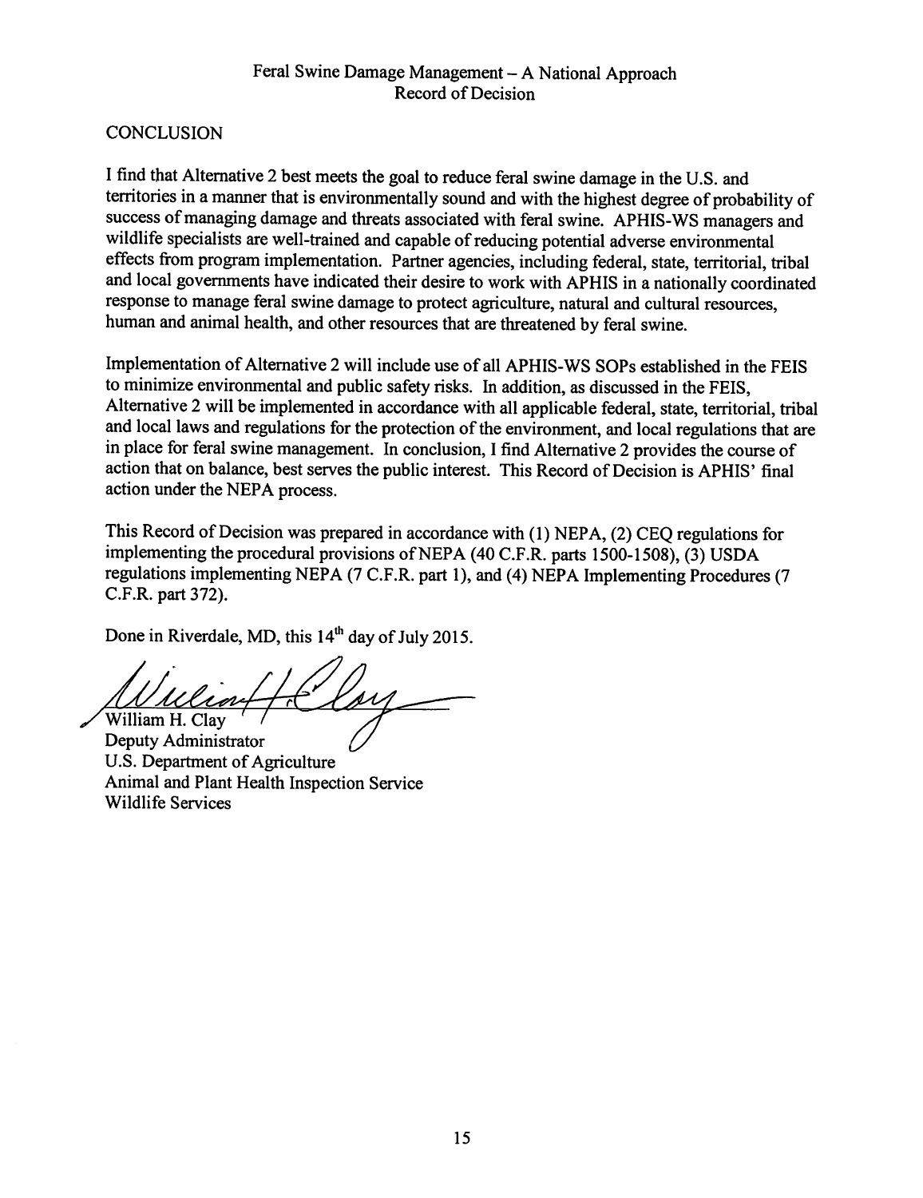Feral Swine Damage Management – A National Approach
Record of Decision

## CONCLUSION

I find that Alternative 2 best meets the goal to reduce feral swine damage in the U.S. and territories in a manner that is environmentally sound and with the highest degree of probability of success of managing damage and threats associated with feral swine. APHIS-WS managers and wildlife specialists are well-trained and capable of reducing potential adverse environmental effects from program implementation. Partner agencies, including federal, state, territorial, tribal and local governments have indicated their desire to work with APHIS in a nationally coordinated response to manage feral swine damage to protect agriculture, natural and cultural resources, human and animal health, and other resources that are threatened by feral swine.

Implementation of Alternative 2 will include use of all APHIS-WS SOPs established in the FEIS to minimize environmental and public safety risks. In addition, as discussed in the FEIS, Alternative 2 will be implemented in accordance with all applicable federal, state, territorial, tribal and local laws and regulations for the protection of the environment, and local regulations that are in place for feral swine management. In conclusion, I find Alternative 2 provides the course of action that on balance, best serves the public interest. This Record of Decision is APHIS' final action under the NEPA process.

This Record of Decision was prepared in accordance with (1) NEPA, (2) CEQ regulations for implementing the procedural provisions of NEPA (40 C.F.R. parts 1500-1508), (3) USDA regulations implementing NEPA (7 C.F.R. part 1), and (4) NEPA Implementing Procedures (7 C.F.R. part 372).

Done in Riverdale, MD, this 14th day of July 2015.

William H. Clay
Deputy Administrator
U.S. Department of Agriculture
Animal and Plant Health Inspection Service
Wildlife Services